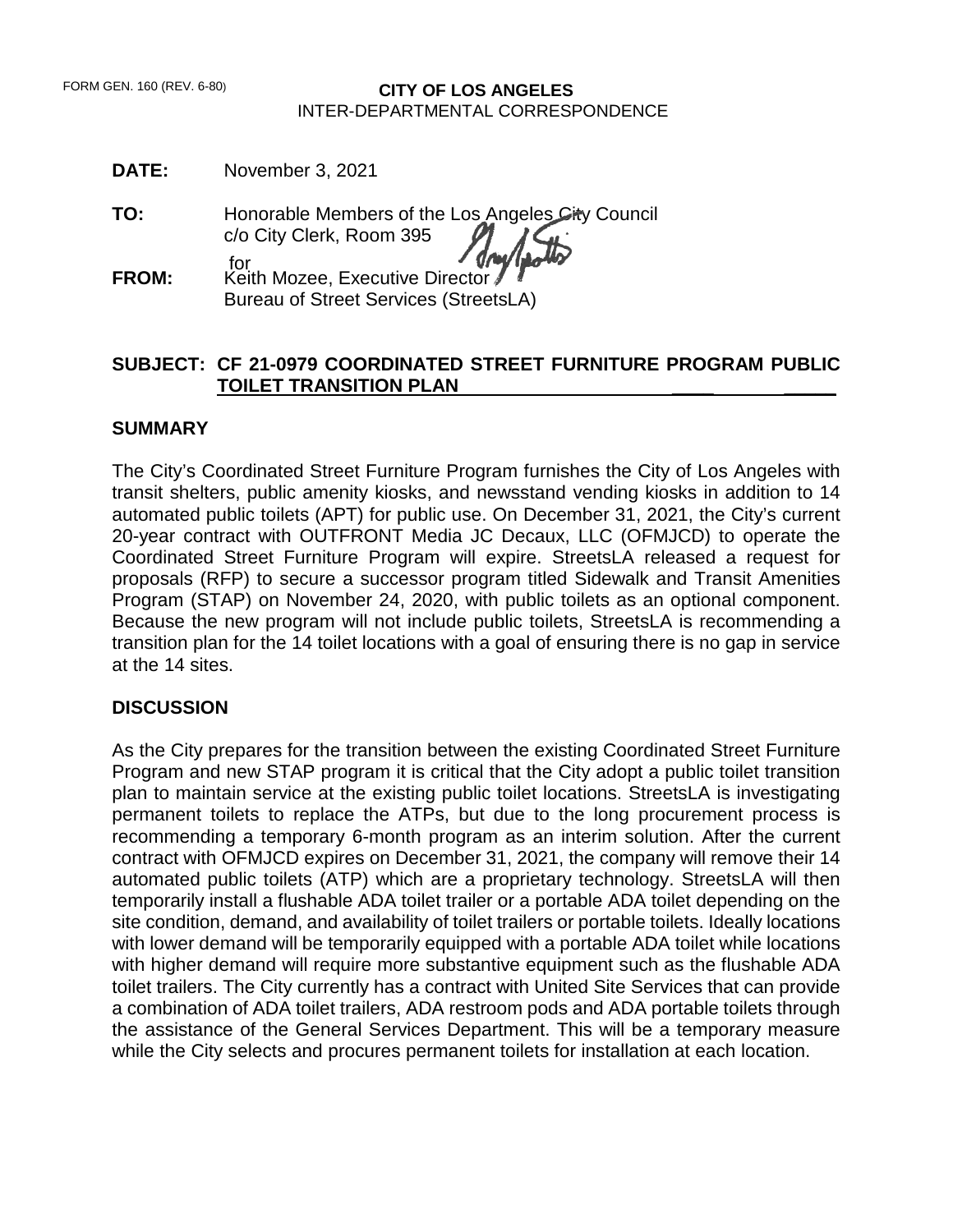FORM GEN. 160 (REV. 6-80)

**CITY OF LOS ANGELES**
INTER-DEPARTMENTAL CORRESPONDENCE

**DATE:** November 3, 2021

**TO:** Honorable Members of the Los Angeles City Council
c/o City Clerk, Room 395

**FROM:** for
Keith Mozee, Executive Director
Bureau of Street Services (StreetsLA)

**SUBJECT: CF 21-0979 COORDINATED STREET FURNITURE PROGRAM PUBLIC TOILET TRANSITION PLAN**

## SUMMARY

The City's Coordinated Street Furniture Program furnishes the City of Los Angeles with transit shelters, public amenity kiosks, and newsstand vending kiosks in addition to 14 automated public toilets (APT) for public use. On December 31, 2021, the City's current 20-year contract with OUTFRONT Media JC Decaux, LLC (OFMJCD) to operate the Coordinated Street Furniture Program will expire. StreetsLA released a request for proposals (RFP) to secure a successor program titled Sidewalk and Transit Amenities Program (STAP) on November 24, 2020, with public toilets as an optional component. Because the new program will not include public toilets, StreetsLA is recommending a transition plan for the 14 toilet locations with a goal of ensuring there is no gap in service at the 14 sites.

## DISCUSSION

As the City prepares for the transition between the existing Coordinated Street Furniture Program and new STAP program it is critical that the City adopt a public toilet transition plan to maintain service at the existing public toilet locations. StreetsLA is investigating permanent toilets to replace the ATPs, but due to the long procurement process is recommending a temporary 6-month program as an interim solution. After the current contract with OFMJCD expires on December 31, 2021, the company will remove their 14 automated public toilets (ATP) which are a proprietary technology. StreetsLA will then temporarily install a flushable ADA toilet trailer or a portable ADA toilet depending on the site condition, demand, and availability of toilet trailers or portable toilets. Ideally locations with lower demand will be temporarily equipped with a portable ADA toilet while locations with higher demand will require more substantive equipment such as the flushable ADA toilet trailers. The City currently has a contract with United Site Services that can provide a combination of ADA toilet trailers, ADA restroom pods and ADA portable toilets through the assistance of the General Services Department. This will be a temporary measure while the City selects and procures permanent toilets for installation at each location.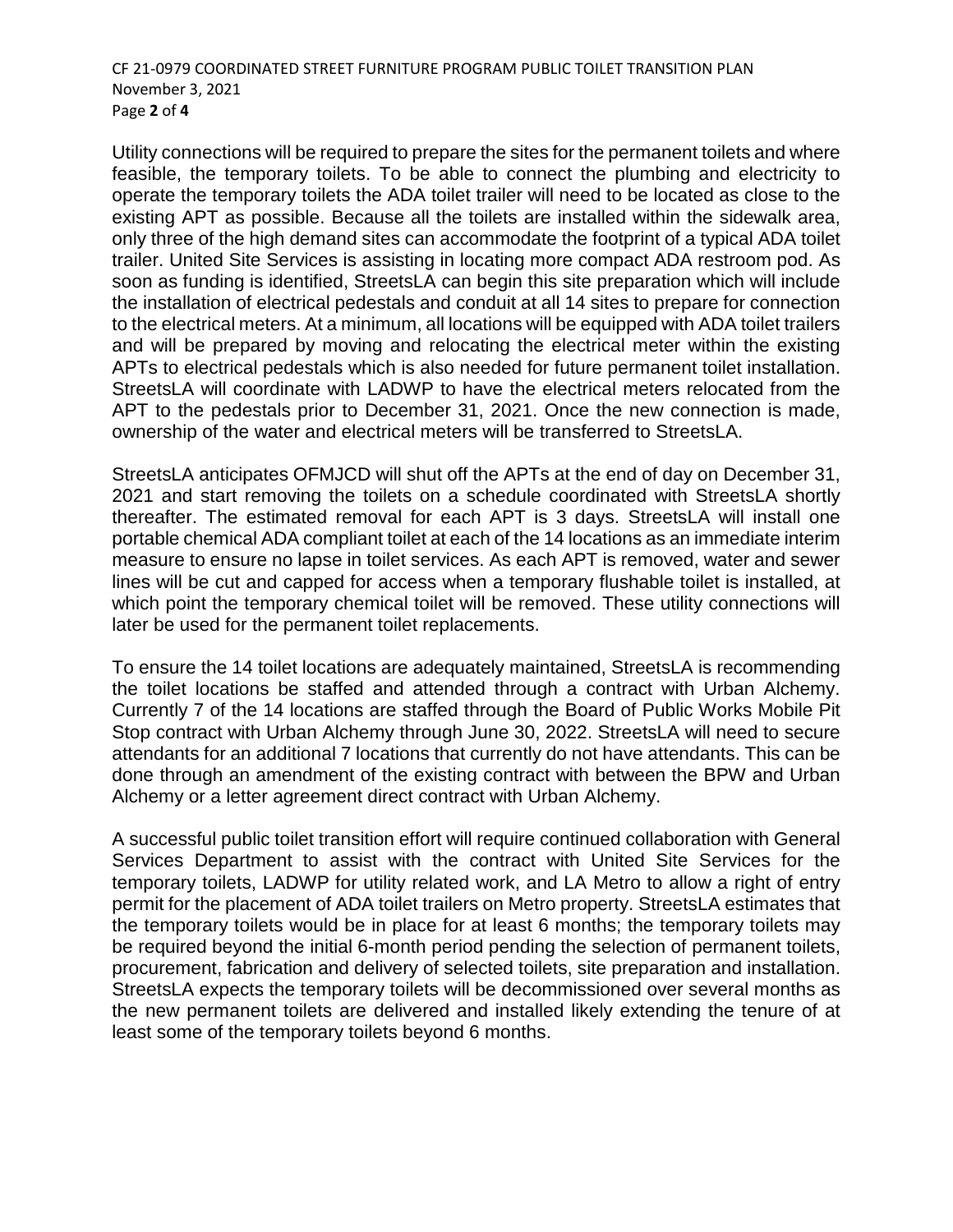Utility connections will be required to prepare the sites for the permanent toilets and where feasible, the temporary toilets. To be able to connect the plumbing and electricity to operate the temporary toilets the ADA toilet trailer will need to be located as close to the existing APT as possible. Because all the toilets are installed within the sidewalk area, only three of the high demand sites can accommodate the footprint of a typical ADA toilet trailer. United Site Services is assisting in locating more compact ADA restroom pod. As soon as funding is identified, StreetsLA can begin this site preparation which will include the installation of electrical pedestals and conduit at all 14 sites to prepare for connection to the electrical meters. At a minimum, all locations will be equipped with ADA toilet trailers and will be prepared by moving and relocating the electrical meter within the existing APTs to electrical pedestals which is also needed for future permanent toilet installation. StreetsLA will coordinate with LADWP to have the electrical meters relocated from the APT to the pedestals prior to December 31, 2021. Once the new connection is made, ownership of the water and electrical meters will be transferred to StreetsLA.

StreetsLA anticipates OFMJCD will shut off the APTs at the end of day on December 31, 2021 and start removing the toilets on a schedule coordinated with StreetsLA shortly thereafter. The estimated removal for each APT is 3 days. StreetsLA will install one portable chemical ADA compliant toilet at each of the 14 locations as an immediate interim measure to ensure no lapse in toilet services. As each APT is removed, water and sewer lines will be cut and capped for access when a temporary flushable toilet is installed, at which point the temporary chemical toilet will be removed. These utility connections will later be used for the permanent toilet replacements.

To ensure the 14 toilet locations are adequately maintained, StreetsLA is recommending the toilet locations be staffed and attended through a contract with Urban Alchemy. Currently 7 of the 14 locations are staffed through the Board of Public Works Mobile Pit Stop contract with Urban Alchemy through June 30, 2022. StreetsLA will need to secure attendants for an additional 7 locations that currently do not have attendants. This can be done through an amendment of the existing contract with between the BPW and Urban Alchemy or a letter agreement direct contract with Urban Alchemy.

A successful public toilet transition effort will require continued collaboration with General Services Department to assist with the contract with United Site Services for the temporary toilets, LADWP for utility related work, and LA Metro to allow a right of entry permit for the placement of ADA toilet trailers on Metro property. StreetsLA estimates that the temporary toilets would be in place for at least 6 months; the temporary toilets may be required beyond the initial 6-month period pending the selection of permanent toilets, procurement, fabrication and delivery of selected toilets, site preparation and installation. StreetsLA expects the temporary toilets will be decommissioned over several months as the new permanent toilets are delivered and installed likely extending the tenure of at least some of the temporary toilets beyond 6 months.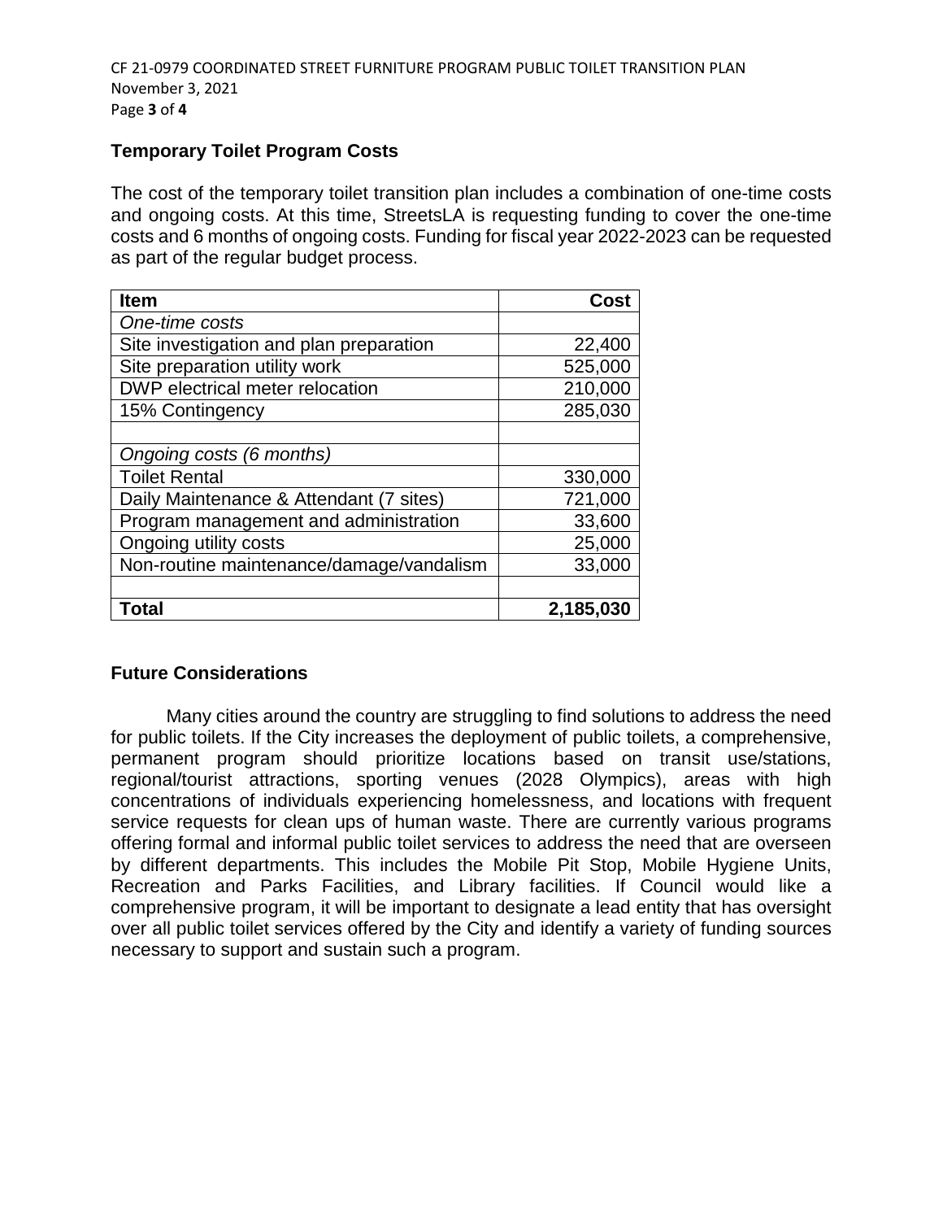## Temporary Toilet Program Costs

The cost of the temporary toilet transition plan includes a combination of one-time costs and ongoing costs. At this time, StreetsLA is requesting funding to cover the one-time costs and 6 months of ongoing costs. Funding for fiscal year 2022-2023 can be requested as part of the regular budget process.

| **Item** | **Cost** |
|---|---:|
| *One-time costs* | |
| Site investigation and plan preparation | 22,400 |
| Site preparation utility work | 525,000 |
| DWP electrical meter relocation | 210,000 |
| 15% Contingency | 285,030 |
| | |
| *Ongoing costs (6 months)* | |
| Toilet Rental | 330,000 |
| Daily Maintenance & Attendant (7 sites) | 721,000 |
| Program management and administration | 33,600 |
| Ongoing utility costs | 25,000 |
| Non-routine maintenance/damage/vandalism | 33,000 |
| | |
| **Total** | **2,185,030** |

## Future Considerations

Many cities around the country are struggling to find solutions to address the need for public toilets. If the City increases the deployment of public toilets, a comprehensive, permanent program should prioritize locations based on transit use/stations, regional/tourist attractions, sporting venues (2028 Olympics), areas with high concentrations of individuals experiencing homelessness, and locations with frequent service requests for clean ups of human waste. There are currently various programs offering formal and informal public toilet services to address the need that are overseen by different departments. This includes the Mobile Pit Stop, Mobile Hygiene Units, Recreation and Parks Facilities, and Library facilities. If Council would like a comprehensive program, it will be important to designate a lead entity that has oversight over all public toilet services offered by the City and identify a variety of funding sources necessary to support and sustain such a program.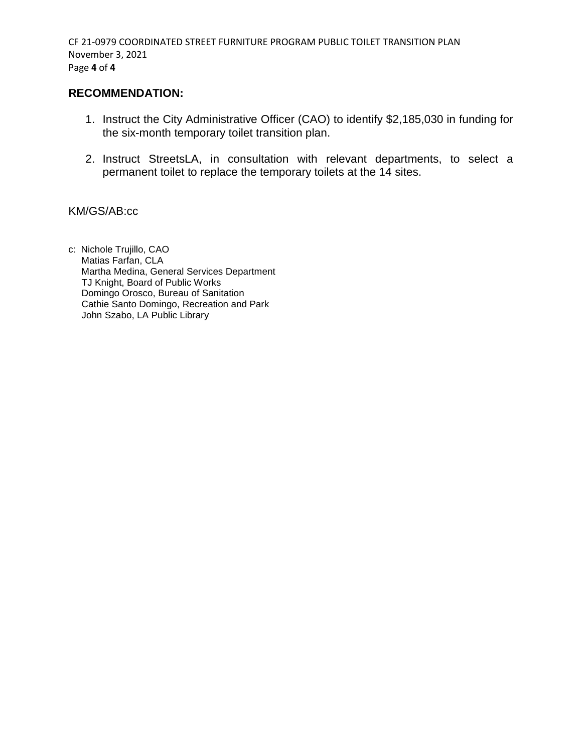## RECOMMENDATION:

1. Instruct the City Administrative Officer (CAO) to identify $2,185,030 in funding for the six-month temporary toilet transition plan.
2. Instruct StreetsLA, in consultation with relevant departments, to select a permanent toilet to replace the temporary toilets at the 14 sites.

KM/GS/AB:cc

c: Nichole Trujillo, CAO
Matias Farfan, CLA
Martha Medina, General Services Department
TJ Knight, Board of Public Works
Domingo Orosco, Bureau of Sanitation
Cathie Santo Domingo, Recreation and Park
John Szabo, LA Public Library